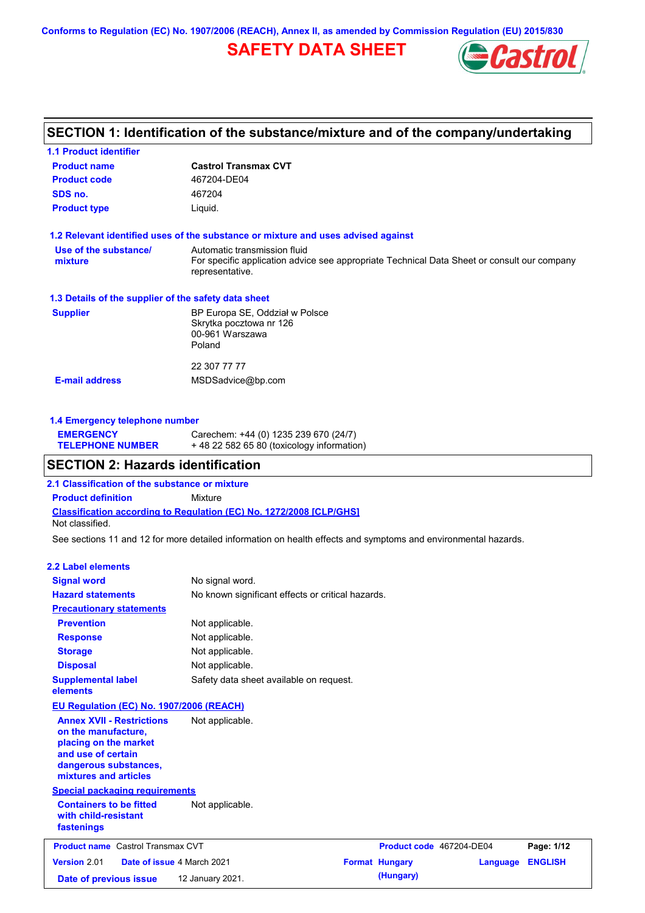Conforms to Regulation (EC) No. 1907/2006 (REACH), Annex II, as amended by Commission Regulation (EU) 2015/830

# SAFETY DATA SHEET

Castrol

## SECTION 1: Identification of the substance/mixture and of the company/undertaking

### 1.1 Product identifier

| | |
|---|---|
| **Product name** | **Castrol Transmax CVT** |
| **Product code** | 467204-DE04 |
| **SDS no.** | 467204 |
| **Product type** | Liquid. |

### 1.2 Relevant identified uses of the substance or mixture and uses advised against

| | |
|---|---|
| **Use of the substance/ mixture** | Automatic transmission fluid<br>For specific application advice see appropriate Technical Data Sheet or consult our company representative. |

### 1.3 Details of the supplier of the safety data sheet

| | |
|---|---|
| **Supplier** | BP Europa SE, Oddział w Polsce<br>Skrytka pocztowa nr 126<br>00-961 Warszawa<br>Poland<br><br>22 307 77 77 |
| **E-mail address** | MSDSadvice@bp.com |

### 1.4 Emergency telephone number

| | |
|---|---|
| **EMERGENCY TELEPHONE NUMBER** | Carechem: +44 (0) 1235 239 670 (24/7)<br>+ 48 22 582 65 80 (toxicology information) |

## SECTION 2: Hazards identification

### 2.1 Classification of the substance or mixture

**Product definition** Mixture

**Classification according to Regulation (EC) No. 1272/2008 [CLP/GHS]**

Not classified.

See sections 11 and 12 for more detailed information on health effects and symptoms and environmental hazards.

### 2.2 Label elements

| | |
|---|---|
| **Signal word** | No signal word. |
| **Hazard statements** | No known significant effects or critical hazards. |
| **Precautionary statements** | |
| **Prevention** | Not applicable. |
| **Response** | Not applicable. |
| **Storage** | Not applicable. |
| **Disposal** | Not applicable. |
| **Supplemental label elements** | Safety data sheet available on request. |

**EU Regulation (EC) No. 1907/2006 (REACH)**

| | |
|---|---|
| **Annex XVII - Restrictions on the manufacture, placing on the market and use of certain dangerous substances, mixtures and articles** | Not applicable. |

**Special packaging requirements**

| | |
|---|---|
| **Containers to be fitted with child-resistant fastenings** | Not applicable. |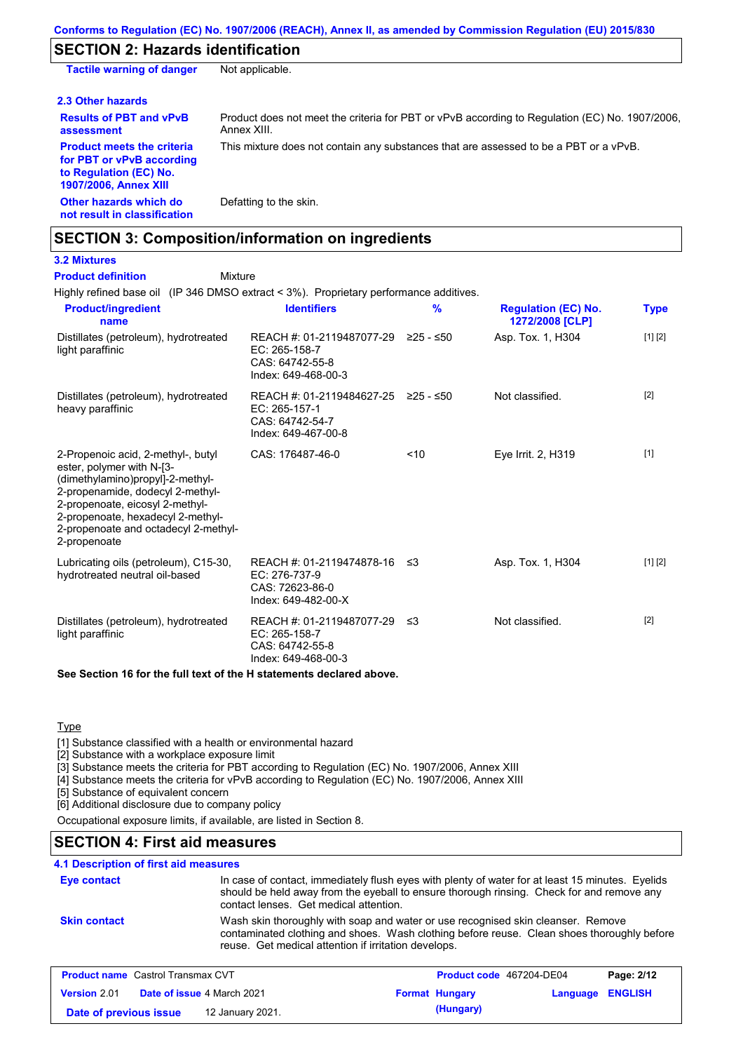## SECTION 2: Hazards identification

**Tactile warning of danger** Not applicable.

### 2.3 Other hazards

**Results of PBT and vPvB assessment**: Product does not meet the criteria for PBT or vPvB according to Regulation (EC) No. 1907/2006, Annex XIII.

**Product meets the criteria for PBT or vPvB according to Regulation (EC) No. 1907/2006, Annex XIII**: This mixture does not contain any substances that are assessed to be a PBT or a vPvB.

**Other hazards which do not result in classification**: Defatting to the skin.

## SECTION 3: Composition/information on ingredients

### 3.2 Mixtures

**Product definition** Mixture

Highly refined base oil (IP 346 DMSO extract < 3%). Proprietary performance additives.

| Product/ingredient name | Identifiers | % | Regulation (EC) No. 1272/2008 [CLP] | Type |
|---|---|---|---|---|
| Distillates (petroleum), hydrotreated light paraffinic | REACH #: 01-2119487077-29<br>EC: 265-158-7<br>CAS: 64742-55-8<br>Index: 649-468-00-3 | ≥25 - ≤50 | Asp. Tox. 1, H304 | [1] [2] |
| Distillates (petroleum), hydrotreated heavy paraffinic | REACH #: 01-2119484627-25<br>EC: 265-157-1<br>CAS: 64742-54-7<br>Index: 649-467-00-8 | ≥25 - ≤50 | Not classified. | [2] |
| 2-Propenoic acid, 2-methyl-, butyl ester, polymer with N-[3-(dimethylamino)propyl]-2-methyl-2-propenamide, dodecyl 2-methyl-2-propenoate, eicosyl 2-methyl-2-propenoate, hexadecyl 2-methyl-2-propenoate and octadecyl 2-methyl-2-propenoate | CAS: 176487-46-0 | <10 | Eye Irrit. 2, H319 | [1] |
| Lubricating oils (petroleum), C15-30, hydrotreated neutral oil-based | REACH #: 01-2119474878-16<br>EC: 276-737-9<br>CAS: 72623-86-0<br>Index: 649-482-00-X | ≤3 | Asp. Tox. 1, H304 | [1] [2] |
| Distillates (petroleum), hydrotreated light paraffinic | REACH #: 01-2119487077-29<br>EC: 265-158-7<br>CAS: 64742-55-8<br>Index: 649-468-00-3 | ≤3 | Not classified. | [2] |

**See Section 16 for the full text of the H statements declared above.**

Type

[1] Substance classified with a health or environmental hazard
[2] Substance with a workplace exposure limit
[3] Substance meets the criteria for PBT according to Regulation (EC) No. 1907/2006, Annex XIII
[4] Substance meets the criteria for vPvB according to Regulation (EC) No. 1907/2006, Annex XIII
[5] Substance of equivalent concern
[6] Additional disclosure due to company policy

Occupational exposure limits, if available, are listed in Section 8.

## SECTION 4: First aid measures

### 4.1 Description of first aid measures

**Eye contact**: In case of contact, immediately flush eyes with plenty of water for at least 15 minutes. Eyelids should be held away from the eyeball to ensure thorough rinsing. Check for and remove any contact lenses. Get medical attention.

**Skin contact**: Wash skin thoroughly with soap and water or use recognised skin cleanser. Remove contaminated clothing and shoes. Wash clothing before reuse. Clean shoes thoroughly before reuse. Get medical attention if irritation develops.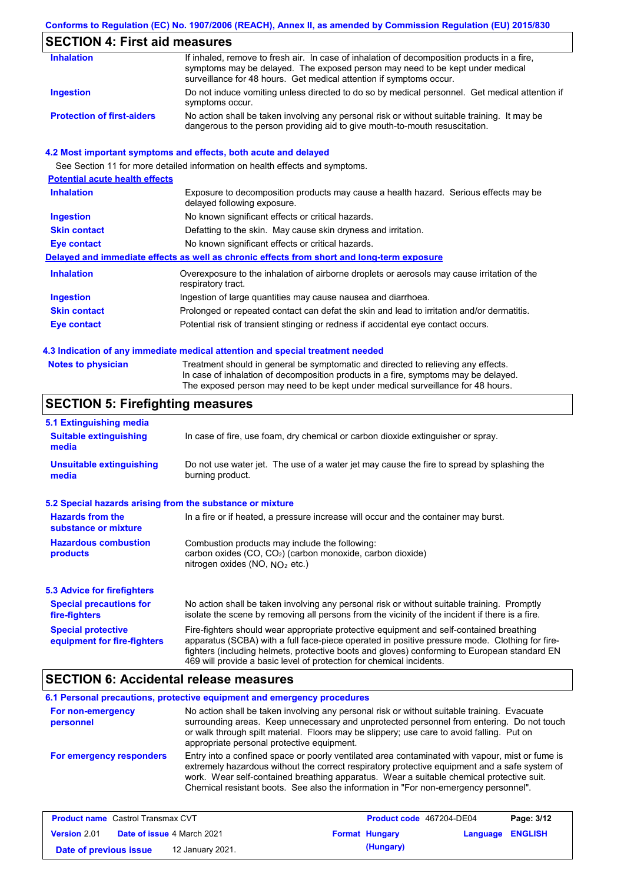## SECTION 4: First aid measures

| | |
|---|---|
| **Inhalation** | If inhaled, remove to fresh air. In case of inhalation of decomposition products in a fire, symptoms may be delayed. The exposed person may need to be kept under medical surveillance for 48 hours. Get medical attention if symptoms occur. |
| **Ingestion** | Do not induce vomiting unless directed to do so by medical personnel. Get medical attention if symptoms occur. |
| **Protection of first-aiders** | No action shall be taken involving any personal risk or without suitable training. It may be dangerous to the person providing aid to give mouth-to-mouth resuscitation. |

### 4.2 Most important symptoms and effects, both acute and delayed

See Section 11 for more detailed information on health effects and symptoms.

**Potential acute health effects**

| | |
|---|---|
| **Inhalation** | Exposure to decomposition products may cause a health hazard. Serious effects may be delayed following exposure. |
| **Ingestion** | No known significant effects or critical hazards. |
| **Skin contact** | Defatting to the skin. May cause skin dryness and irritation. |
| **Eye contact** | No known significant effects or critical hazards. |

**Delayed and immediate effects as well as chronic effects from short and long-term exposure**

| | |
|---|---|
| **Inhalation** | Overexposure to the inhalation of airborne droplets or aerosols may cause irritation of the respiratory tract. |
| **Ingestion** | Ingestion of large quantities may cause nausea and diarrhoea. |
| **Skin contact** | Prolonged or repeated contact can defat the skin and lead to irritation and/or dermatitis. |
| **Eye contact** | Potential risk of transient stinging or redness if accidental eye contact occurs. |

### 4.3 Indication of any immediate medical attention and special treatment needed

| | |
|---|---|
| **Notes to physician** | Treatment should in general be symptomatic and directed to relieving any effects. In case of inhalation of decomposition products in a fire, symptoms may be delayed. The exposed person may need to be kept under medical surveillance for 48 hours. |

## SECTION 5: Firefighting measures

### 5.1 Extinguishing media

| | |
|---|---|
| **Suitable extinguishing media** | In case of fire, use foam, dry chemical or carbon dioxide extinguisher or spray. |
| **Unsuitable extinguishing media** | Do not use water jet. The use of a water jet may cause the fire to spread by splashing the burning product. |

### 5.2 Special hazards arising from the substance or mixture

| | |
|---|---|
| **Hazards from the substance or mixture** | In a fire or if heated, a pressure increase will occur and the container may burst. |
| **Hazardous combustion products** | Combustion products may include the following: carbon oxides (CO, $CO_2$) (carbon monoxide, carbon dioxide) nitrogen oxides (NO, $NO_2$ etc.) |

### 5.3 Advice for firefighters

| | |
|---|---|
| **Special precautions for fire-fighters** | No action shall be taken involving any personal risk or without suitable training. Promptly isolate the scene by removing all persons from the vicinity of the incident if there is a fire. |
| **Special protective equipment for fire-fighters** | Fire-fighters should wear appropriate protective equipment and self-contained breathing apparatus (SCBA) with a full face-piece operated in positive pressure mode. Clothing for fire-fighters (including helmets, protective boots and gloves) conforming to European standard EN 469 will provide a basic level of protection for chemical incidents. |

## SECTION 6: Accidental release measures

### 6.1 Personal precautions, protective equipment and emergency procedures

| | |
|---|---|
| **For non-emergency personnel** | No action shall be taken involving any personal risk or without suitable training. Evacuate surrounding areas. Keep unnecessary and unprotected personnel from entering. Do not touch or walk through spilt material. Floors may be slippery; use care to avoid falling. Put on appropriate personal protective equipment. |
| **For emergency responders** | Entry into a confined space or poorly ventilated area contaminated with vapour, mist or fume is extremely hazardous without the correct respiratory protective equipment and a safe system of work. Wear self-contained breathing apparatus. Wear a suitable chemical protective suit. Chemical resistant boots. See also the information in "For non-emergency personnel". |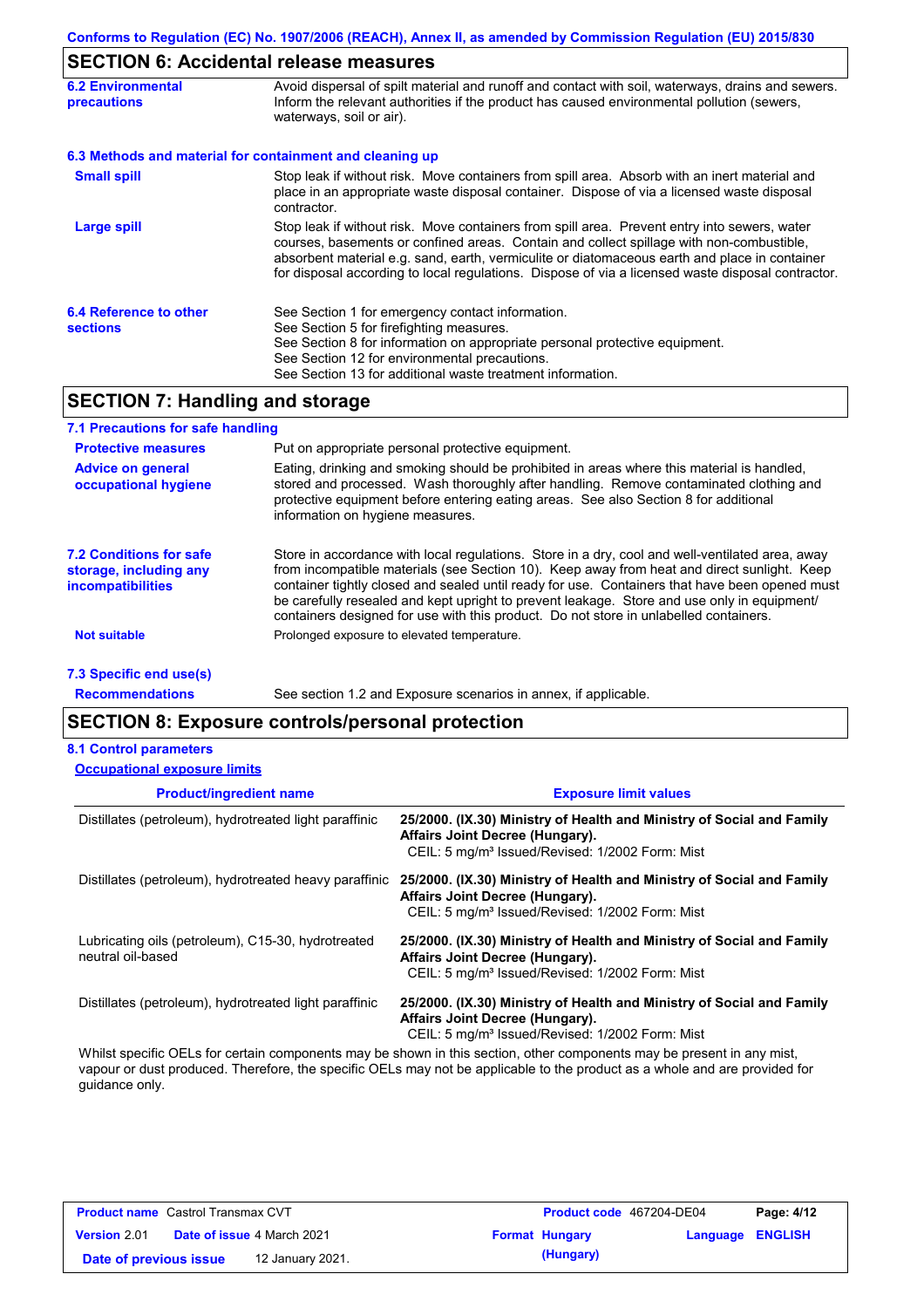## SECTION 6: Accidental release measures

**6.2 Environmental precautions**

Avoid dispersal of spilt material and runoff and contact with soil, waterways, drains and sewers. Inform the relevant authorities if the product has caused environmental pollution (sewers, waterways, soil or air).

**6.3 Methods and material for containment and cleaning up**

**Small spill**

Stop leak if without risk. Move containers from spill area. Absorb with an inert material and place in an appropriate waste disposal container. Dispose of via a licensed waste disposal contractor.

**Large spill**

Stop leak if without risk. Move containers from spill area. Prevent entry into sewers, water courses, basements or confined areas. Contain and collect spillage with non-combustible, absorbent material e.g. sand, earth, vermiculite or diatomaceous earth and place in container for disposal according to local regulations. Dispose of via a licensed waste disposal contractor.

**6.4 Reference to other sections**

See Section 1 for emergency contact information.
See Section 5 for firefighting measures.
See Section 8 for information on appropriate personal protective equipment.
See Section 12 for environmental precautions.
See Section 13 for additional waste treatment information.

## SECTION 7: Handling and storage

**7.1 Precautions for safe handling**

**Protective measures**

Put on appropriate personal protective equipment.

**Advice on general occupational hygiene**

Eating, drinking and smoking should be prohibited in areas where this material is handled, stored and processed. Wash thoroughly after handling. Remove contaminated clothing and protective equipment before entering eating areas. See also Section 8 for additional information on hygiene measures.

**7.2 Conditions for safe storage, including any incompatibilities**

Store in accordance with local regulations. Store in a dry, cool and well-ventilated area, away from incompatible materials (see Section 10). Keep away from heat and direct sunlight. Keep container tightly closed and sealed until ready for use. Containers that have been opened must be carefully resealed and kept upright to prevent leakage. Store and use only in equipment/ containers designed for use with this product. Do not store in unlabelled containers.

**Not suitable**

Prolonged exposure to elevated temperature.

**7.3 Specific end use(s)**

**Recommendations**

See section 1.2 and Exposure scenarios in annex, if applicable.

## SECTION 8: Exposure controls/personal protection

**8.1 Control parameters**

**Occupational exposure limits**

| Product/ingredient name | Exposure limit values |
|---|---|
| Distillates (petroleum), hydrotreated light paraffinic | **25/2000. (IX.30) Ministry of Health and Ministry of Social and Family Affairs Joint Decree (Hungary).** CEIL: 5 mg/m³ Issued/Revised: 1/2002 Form: Mist |
| Distillates (petroleum), hydrotreated heavy paraffinic | **25/2000. (IX.30) Ministry of Health and Ministry of Social and Family Affairs Joint Decree (Hungary).** CEIL: 5 mg/m³ Issued/Revised: 1/2002 Form: Mist |
| Lubricating oils (petroleum), C15-30, hydrotreated neutral oil-based | **25/2000. (IX.30) Ministry of Health and Ministry of Social and Family Affairs Joint Decree (Hungary).** CEIL: 5 mg/m³ Issued/Revised: 1/2002 Form: Mist |
| Distillates (petroleum), hydrotreated light paraffinic | **25/2000. (IX.30) Ministry of Health and Ministry of Social and Family Affairs Joint Decree (Hungary).** CEIL: 5 mg/m³ Issued/Revised: 1/2002 Form: Mist |

Whilst specific OELs for certain components may be shown in this section, other components may be present in any mist, vapour or dust produced. Therefore, the specific OELs may not be applicable to the product as a whole and are provided for guidance only.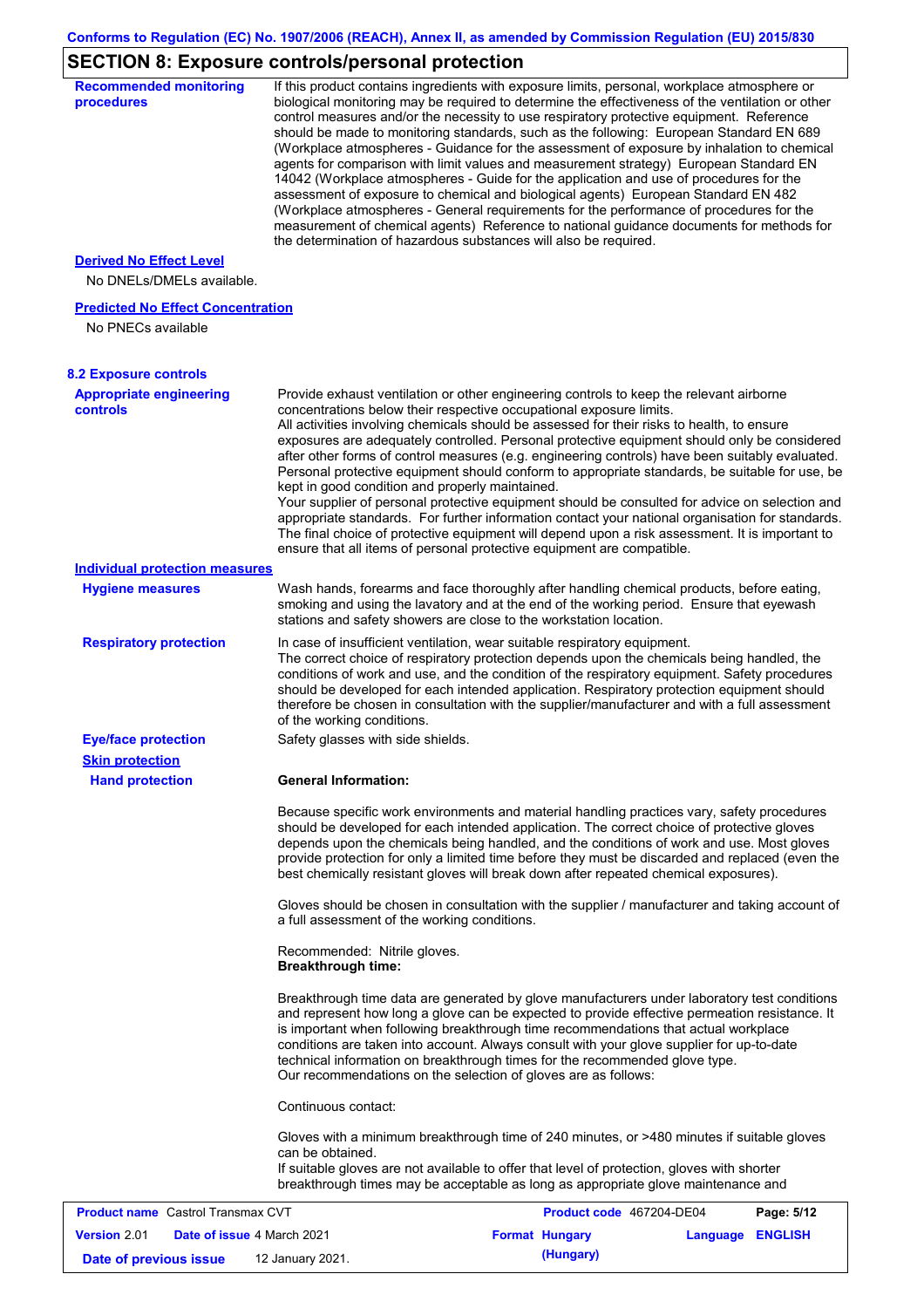## SECTION 8: Exposure controls/personal protection

**Recommended monitoring procedures**

If this product contains ingredients with exposure limits, personal, workplace atmosphere or biological monitoring may be required to determine the effectiveness of the ventilation or other control measures and/or the necessity to use respiratory protective equipment. Reference should be made to monitoring standards, such as the following: European Standard EN 689 (Workplace atmospheres - Guidance for the assessment of exposure by inhalation to chemical agents for comparison with limit values and measurement strategy) European Standard EN 14042 (Workplace atmospheres - Guide for the application and use of procedures for the assessment of exposure to chemical and biological agents) European Standard EN 482 (Workplace atmospheres - General requirements for the performance of procedures for the measurement of chemical agents) Reference to national guidance documents for methods for the determination of hazardous substances will also be required.

**Derived No Effect Level**

No DNELs/DMELs available.

**Predicted No Effect Concentration**

No PNECs available

### 8.2 Exposure controls

**Appropriate engineering controls**

Provide exhaust ventilation or other engineering controls to keep the relevant airborne concentrations below their respective occupational exposure limits.
All activities involving chemicals should be assessed for their risks to health, to ensure exposures are adequately controlled. Personal protective equipment should only be considered after other forms of control measures (e.g. engineering controls) have been suitably evaluated. Personal protective equipment should conform to appropriate standards, be suitable for use, be kept in good condition and properly maintained.
Your supplier of personal protective equipment should be consulted for advice on selection and appropriate standards. For further information contact your national organisation for standards. The final choice of protective equipment will depend upon a risk assessment. It is important to ensure that all items of personal protective equipment are compatible.

**Individual protection measures**

**Hygiene measures**

Wash hands, forearms and face thoroughly after handling chemical products, before eating, smoking and using the lavatory and at the end of the working period. Ensure that eyewash stations and safety showers are close to the workstation location.

**Respiratory protection**

In case of insufficient ventilation, wear suitable respiratory equipment.
The correct choice of respiratory protection depends upon the chemicals being handled, the conditions of work and use, and the condition of the respiratory equipment. Safety procedures should be developed for each intended application. Respiratory protection equipment should therefore be chosen in consultation with the supplier/manufacturer and with a full assessment of the working conditions.

**Eye/face protection**

Safety glasses with side shields.

**Skin protection**

**Hand protection**

**General Information:**

Because specific work environments and material handling practices vary, safety procedures should be developed for each intended application. The correct choice of protective gloves depends upon the chemicals being handled, and the conditions of work and use. Most gloves provide protection for only a limited time before they must be discarded and replaced (even the best chemically resistant gloves will break down after repeated chemical exposures).

Gloves should be chosen in consultation with the supplier / manufacturer and taking account of a full assessment of the working conditions.

Recommended: Nitrile gloves.
**Breakthrough time:**

Breakthrough time data are generated by glove manufacturers under laboratory test conditions and represent how long a glove can be expected to provide effective permeation resistance. It is important when following breakthrough time recommendations that actual workplace conditions are taken into account. Always consult with your glove supplier for up-to-date technical information on breakthrough times for the recommended glove type.
Our recommendations on the selection of gloves are as follows:

Continuous contact:

Gloves with a minimum breakthrough time of 240 minutes, or >480 minutes if suitable gloves can be obtained.
If suitable gloves are not available to offer that level of protection, gloves with shorter breakthrough times may be acceptable as long as appropriate glove maintenance and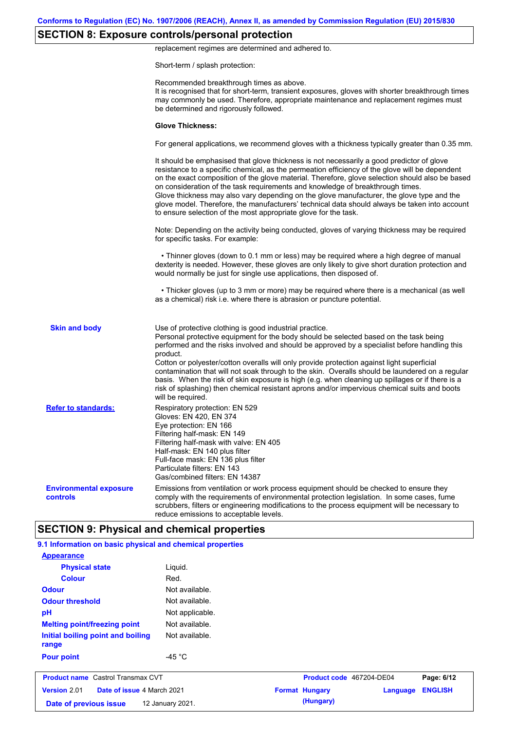## SECTION 8: Exposure controls/personal protection

replacement regimes are determined and adhered to.

Short-term / splash protection:

Recommended breakthrough times as above.
It is recognised that for short-term, transient exposures, gloves with shorter breakthrough times may commonly be used. Therefore, appropriate maintenance and replacement regimes must be determined and rigorously followed.

**Glove Thickness:**

For general applications, we recommend gloves with a thickness typically greater than 0.35 mm.

It should be emphasised that glove thickness is not necessarily a good predictor of glove resistance to a specific chemical, as the permeation efficiency of the glove will be dependent on the exact composition of the glove material. Therefore, glove selection should also be based on consideration of the task requirements and knowledge of breakthrough times.
Glove thickness may also vary depending on the glove manufacturer, the glove type and the glove model. Therefore, the manufacturers' technical data should always be taken into account to ensure selection of the most appropriate glove for the task.

Note: Depending on the activity being conducted, gloves of varying thickness may be required for specific tasks. For example:

• Thinner gloves (down to 0.1 mm or less) may be required where a high degree of manual dexterity is needed. However, these gloves are only likely to give short duration protection and would normally be just for single use applications, then disposed of.

• Thicker gloves (up to 3 mm or more) may be required where there is a mechanical (as well as a chemical) risk i.e. where there is abrasion or puncture potential.

**Skin and body**

Use of protective clothing is good industrial practice.
Personal protective equipment for the body should be selected based on the task being performed and the risks involved and should be approved by a specialist before handling this product.
Cotton or polyester/cotton overalls will only provide protection against light superficial contamination that will not soak through to the skin. Overalls should be laundered on a regular basis. When the risk of skin exposure is high (e.g. when cleaning up spillages or if there is a risk of splashing) then chemical resistant aprons and/or impervious chemical suits and boots will be required.

**Refer to standards:**

Respiratory protection: EN 529
Gloves: EN 420, EN 374
Eye protection: EN 166
Filtering half-mask: EN 149
Filtering half-mask with valve: EN 405
Half-mask: EN 140 plus filter
Full-face mask: EN 136 plus filter
Particulate filters: EN 143
Gas/combined filters: EN 14387

**Environmental exposure controls**

Emissions from ventilation or work process equipment should be checked to ensure they comply with the requirements of environmental protection legislation. In some cases, fume scrubbers, filters or engineering modifications to the process equipment will be necessary to reduce emissions to acceptable levels.

## SECTION 9: Physical and chemical properties

### 9.1 Information on basic physical and chemical properties

| Property | Value |
|---|---|
| **Appearance** | |
| Physical state | Liquid. |
| Colour | Red. |
| Odour | Not available. |
| Odour threshold | Not available. |
| pH | Not applicable. |
| Melting point/freezing point | Not available. |
| Initial boiling point and boiling range | Not available. |
| Pour point | -45 °C |

| Product name | Castrol Transmax CVT | Product code | 467204-DE04 |
|---|---|---|---|
| Version | 2.01 | Date of issue | 4 March 2021 |
| Format | Hungary (Hungary) | Language | ENGLISH |
| Date of previous issue | 12 January 2021. | | |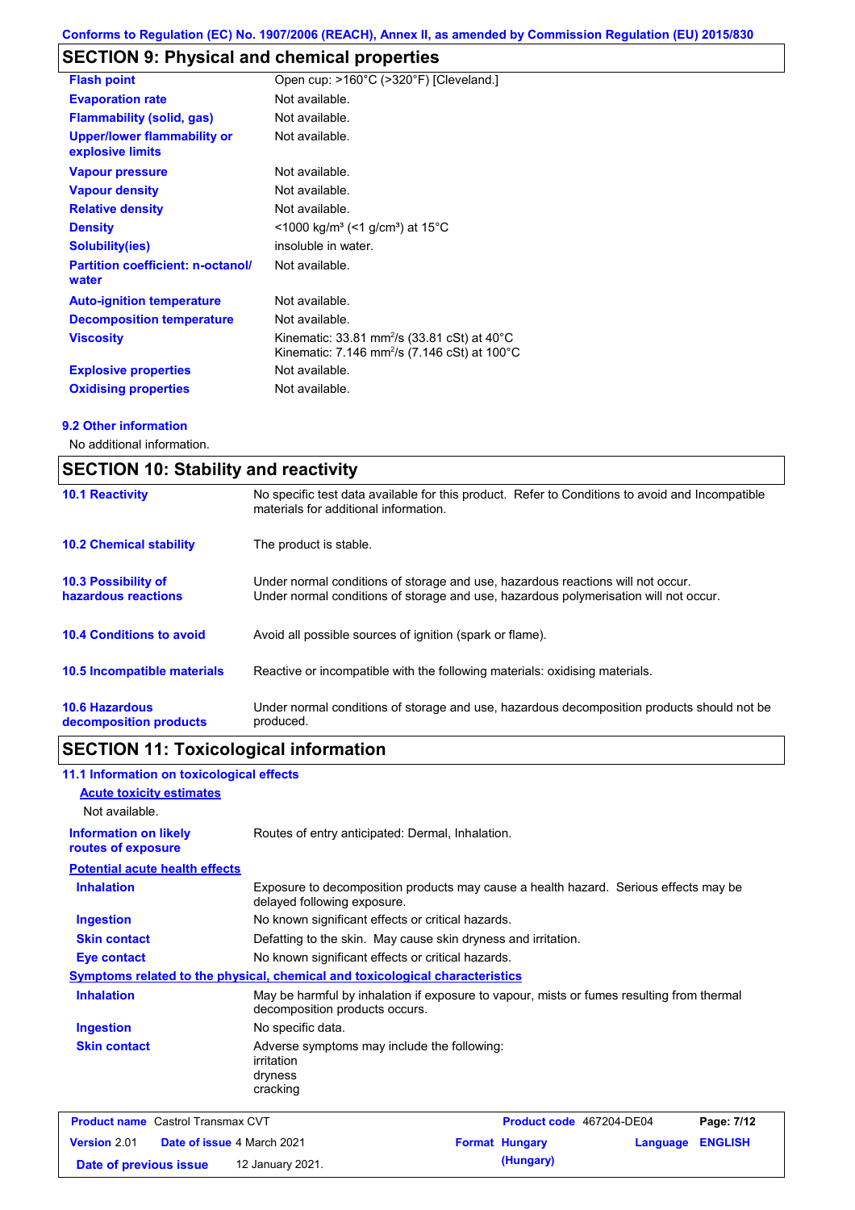Conforms to Regulation (EC) No. 1907/2006 (REACH), Annex II, as amended by Commission Regulation (EU) 2015/830

## SECTION 9: Physical and chemical properties

| | |
|---|---|
| **Flash point** | Open cup: >160°C (>320°F) [Cleveland.] |
| **Evaporation rate** | Not available. |
| **Flammability (solid, gas)** | Not available. |
| **Upper/lower flammability or explosive limits** | Not available. |
| **Vapour pressure** | Not available. |
| **Vapour density** | Not available. |
| **Relative density** | Not available. |
| **Density** | <1000 kg/m³ (<1 g/cm³) at 15°C |
| **Solubility(ies)** | insoluble in water. |
| **Partition coefficient: n-octanol/ water** | Not available. |
| **Auto-ignition temperature** | Not available. |
| **Decomposition temperature** | Not available. |
| **Viscosity** | Kinematic: 33.81 mm²/s (33.81 cSt) at 40°C<br>Kinematic: 7.146 mm²/s (7.146 cSt) at 100°C |
| **Explosive properties** | Not available. |
| **Oxidising properties** | Not available. |

### 9.2 Other information

No additional information.

## SECTION 10: Stability and reactivity

| | |
|---|---|
| **10.1 Reactivity** | No specific test data available for this product. Refer to Conditions to avoid and Incompatible materials for additional information. |
| **10.2 Chemical stability** | The product is stable. |
| **10.3 Possibility of hazardous reactions** | Under normal conditions of storage and use, hazardous reactions will not occur.<br>Under normal conditions of storage and use, hazardous polymerisation will not occur. |
| **10.4 Conditions to avoid** | Avoid all possible sources of ignition (spark or flame). |
| **10.5 Incompatible materials** | Reactive or incompatible with the following materials: oxidising materials. |
| **10.6 Hazardous decomposition products** | Under normal conditions of storage and use, hazardous decomposition products should not be produced. |

## SECTION 11: Toxicological information

### 11.1 Information on toxicological effects

**Acute toxicity estimates**

Not available.

| | |
|---|---|
| **Information on likely routes of exposure** | Routes of entry anticipated: Dermal, Inhalation. |

**Potential acute health effects**

| | |
|---|---|
| **Inhalation** | Exposure to decomposition products may cause a health hazard. Serious effects may be delayed following exposure. |
| **Ingestion** | No known significant effects or critical hazards. |
| **Skin contact** | Defatting to the skin. May cause skin dryness and irritation. |
| **Eye contact** | No known significant effects or critical hazards. |

**Symptoms related to the physical, chemical and toxicological characteristics**

| | |
|---|---|
| **Inhalation** | May be harmful by inhalation if exposure to vapour, mists or fumes resulting from thermal decomposition products occurs. |
| **Ingestion** | No specific data. |
| **Skin contact** | Adverse symptoms may include the following:<br>irritation<br>dryness<br>cracking |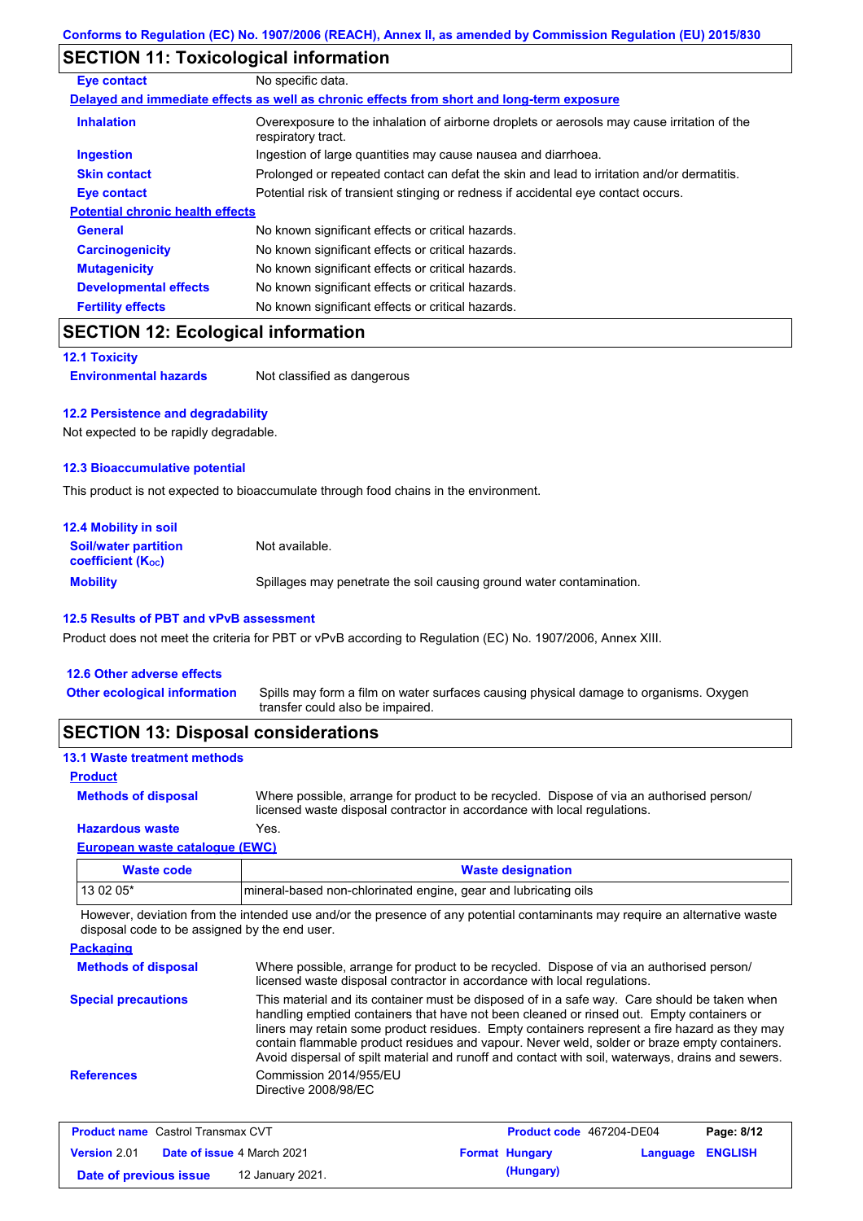## SECTION 11: Toxicological information

| | |
|---|---|
| **Eye contact** | No specific data. |

**Delayed and immediate effects as well as chronic effects from short and long-term exposure**

| | |
|---|---|
| **Inhalation** | Overexposure to the inhalation of airborne droplets or aerosols may cause irritation of the respiratory tract. |
| **Ingestion** | Ingestion of large quantities may cause nausea and diarrhoea. |
| **Skin contact** | Prolonged or repeated contact can defat the skin and lead to irritation and/or dermatitis. |
| **Eye contact** | Potential risk of transient stinging or redness if accidental eye contact occurs. |

**Potential chronic health effects**

| | |
|---|---|
| **General** | No known significant effects or critical hazards. |
| **Carcinogenicity** | No known significant effects or critical hazards. |
| **Mutagenicity** | No known significant effects or critical hazards. |
| **Developmental effects** | No known significant effects or critical hazards. |
| **Fertility effects** | No known significant effects or critical hazards. |

## SECTION 12: Ecological information

### 12.1 Toxicity

| | |
|---|---|
| **Environmental hazards** | Not classified as dangerous |

### 12.2 Persistence and degradability

Not expected to be rapidly degradable.

### 12.3 Bioaccumulative potential

This product is not expected to bioaccumulate through food chains in the environment.

### 12.4 Mobility in soil

| | |
|---|---|
| **Soil/water partition coefficient ($K_{OC}$)** | Not available. |
| **Mobility** | Spillages may penetrate the soil causing ground water contamination. |

### 12.5 Results of PBT and vPvB assessment

Product does not meet the criteria for PBT or vPvB according to Regulation (EC) No. 1907/2006, Annex XIII.

### 12.6 Other adverse effects

| | |
|---|---|
| **Other ecological information** | Spills may form a film on water surfaces causing physical damage to organisms. Oxygen transfer could also be impaired. |

## SECTION 13: Disposal considerations

### 13.1 Waste treatment methods

**Product**

| | |
|---|---|
| **Methods of disposal** | Where possible, arrange for product to be recycled. Dispose of via an authorised person/ licensed waste disposal contractor in accordance with local regulations. |
| **Hazardous waste** | Yes. |

**European waste catalogue (EWC)**

| Waste code | Waste designation |
|---|---|
| 13 02 05* | mineral-based non-chlorinated engine, gear and lubricating oils |

However, deviation from the intended use and/or the presence of any potential contaminants may require an alternative waste disposal code to be assigned by the end user.

**Packaging**

| | |
|---|---|
| **Methods of disposal** | Where possible, arrange for product to be recycled. Dispose of via an authorised person/ licensed waste disposal contractor in accordance with local regulations. |
| **Special precautions** | This material and its container must be disposed of in a safe way. Care should be taken when handling emptied containers that have not been cleaned or rinsed out. Empty containers or liners may retain some product residues. Empty containers represent a fire hazard as they may contain flammable product residues and vapour. Never weld, solder or braze empty containers. Avoid dispersal of spilt material and runoff and contact with soil, waterways, drains and sewers. |
| **References** | Commission 2014/955/EU<br>Directive 2008/98/EC |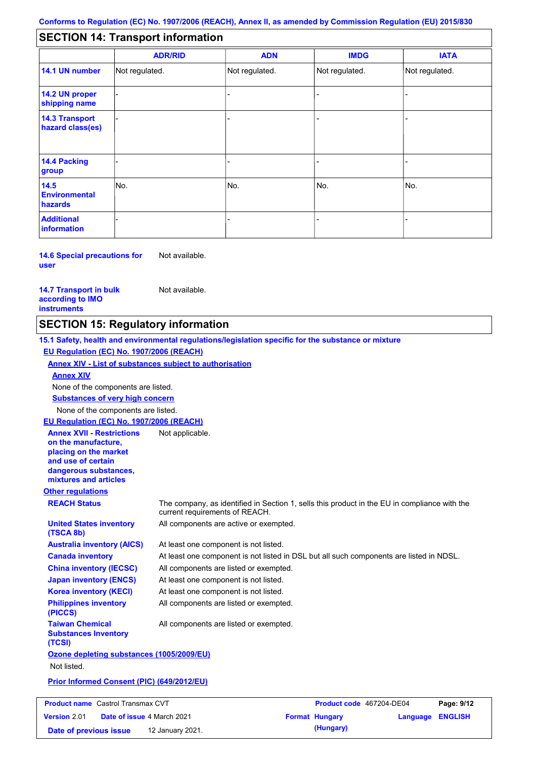## SECTION 14: Transport information

| | ADR/RID | ADN | IMDG | IATA |
|---|---|---|---|---|
| **14.1 UN number** | Not regulated. | Not regulated. | Not regulated. | Not regulated. |
| **14.2 UN proper shipping name** | - | - | - | - |
| **14.3 Transport hazard class(es)** | - | - | - | - |
| **14.4 Packing group** | - | - | - | - |
| **14.5 Environmental hazards** | No. | No. | No. | No. |
| **Additional information** | - | - | - | - |

**14.6 Special precautions for user**: Not available.

**14.7 Transport in bulk according to IMO instruments**: Not available.

## SECTION 15: Regulatory information

**15.1 Safety, health and environmental regulations/legislation specific for the substance or mixture**

**EU Regulation (EC) No. 1907/2006 (REACH)**

**Annex XIV - List of substances subject to authorisation**

**Annex XIV**

None of the components are listed.

**Substances of very high concern**

None of the components are listed.

**EU Regulation (EC) No. 1907/2006 (REACH)**

**Annex XVII - Restrictions on the manufacture, placing on the market and use of certain dangerous substances, mixtures and articles**: Not applicable.

**Other regulations**

**REACH Status**: The company, as identified in Section 1, sells this product in the EU in compliance with the current requirements of REACH.

**United States inventory (TSCA 8b)**: All components are active or exempted.

**Australia inventory (AICS)**: At least one component is not listed.

**Canada inventory**: At least one component is not listed in DSL but all such components are listed in NDSL.

**China inventory (IECSC)**: All components are listed or exempted.

**Japan inventory (ENCS)**: At least one component is not listed.

**Korea inventory (KECI)**: At least one component is not listed.

**Philippines inventory (PICCS)**: All components are listed or exempted.

**Taiwan Chemical Substances Inventory (TCSI)**: All components are listed or exempted.

**Ozone depleting substances (1005/2009/EU)**

Not listed.

**Prior Informed Consent (PIC) (649/2012/EU)**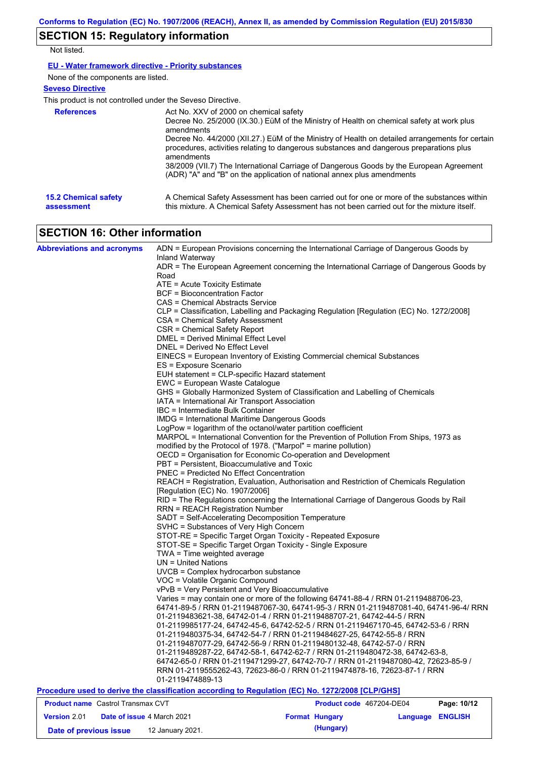## SECTION 15: Regulatory information

Not listed.

**EU - Water framework directive - Priority substances**

None of the components are listed.

**Seveso Directive**

This product is not controlled under the Seveso Directive.

**References**

Act No. XXV of 2000 on chemical safety
Decree No. 25/2000 (IX.30.) EüM of the Ministry of Health on chemical safety at work plus amendments
Decree No. 44/2000 (XII.27.) EüM of the Ministry of Health on detailed arrangements for certain procedures, activities relating to dangerous substances and dangerous preparations plus amendments
38/2009 (VII.7) The International Carriage of Dangerous Goods by the European Agreement (ADR) "A" and "B" on the application of national annex plus amendments

**15.2 Chemical safety assessment**

A Chemical Safety Assessment has been carried out for one or more of the substances within this mixture. A Chemical Safety Assessment has not been carried out for the mixture itself.

## SECTION 16: Other information

**Abbreviations and acronyms**

ADN = European Provisions concerning the International Carriage of Dangerous Goods by Inland Waterway
ADR = The European Agreement concerning the International Carriage of Dangerous Goods by Road
ATE = Acute Toxicity Estimate
BCF = Bioconcentration Factor
CAS = Chemical Abstracts Service
CLP = Classification, Labelling and Packaging Regulation [Regulation (EC) No. 1272/2008]
CSA = Chemical Safety Assessment
CSR = Chemical Safety Report
DMEL = Derived Minimal Effect Level
DNEL = Derived No Effect Level
EINECS = European Inventory of Existing Commercial chemical Substances
ES = Exposure Scenario
EUH statement = CLP-specific Hazard statement
EWC = European Waste Catalogue
GHS = Globally Harmonized System of Classification and Labelling of Chemicals
IATA = International Air Transport Association
IBC = Intermediate Bulk Container
IMDG = International Maritime Dangerous Goods
LogPow = logarithm of the octanol/water partition coefficient
MARPOL = International Convention for the Prevention of Pollution From Ships, 1973 as modified by the Protocol of 1978. ("Marpol" = marine pollution)
OECD = Organisation for Economic Co-operation and Development
PBT = Persistent, Bioaccumulative and Toxic
PNEC = Predicted No Effect Concentration
REACH = Registration, Evaluation, Authorisation and Restriction of Chemicals Regulation [Regulation (EC) No. 1907/2006]
RID = The Regulations concerning the International Carriage of Dangerous Goods by Rail
RRN = REACH Registration Number
SADT = Self-Accelerating Decomposition Temperature
SVHC = Substances of Very High Concern
STOT-RE = Specific Target Organ Toxicity - Repeated Exposure
STOT-SE = Specific Target Organ Toxicity - Single Exposure
TWA = Time weighted average
UN = United Nations
UVCB = Complex hydrocarbon substance
VOC = Volatile Organic Compound
vPvB = Very Persistent and Very Bioaccumulative
Varies = may contain one or more of the following 64741-88-4 / RRN 01-2119488706-23, 64741-89-5 / RRN 01-2119487067-30, 64741-95-3 / RRN 01-2119487081-40, 64741-96-4/ RRN 01-2119483621-38, 64742-01-4 / RRN 01-2119488707-21, 64742-44-5 / RRN 01-2119985177-24, 64742-45-6, 64742-52-5 / RRN 01-2119467170-45, 64742-53-6 / RRN 01-2119480375-34, 64742-54-7 / RRN 01-2119484627-25, 64742-55-8 / RRN 01-2119487077-29, 64742-56-9 / RRN 01-2119480132-48, 64742-57-0 / RRN 01-2119489287-22, 64742-58-1, 64742-62-7 / RRN 01-2119480472-38, 64742-63-8, 64742-65-0 / RRN 01-2119471299-27, 64742-70-7 / RRN 01-2119487080-42, 72623-85-9 / RRN 01-2119555262-43, 72623-86-0 / RRN 01-2119474878-16, 72623-87-1 / RRN 01-2119474889-13

**Procedure used to derive the classification according to Regulation (EC) No. 1272/2008 [CLP/GHS]**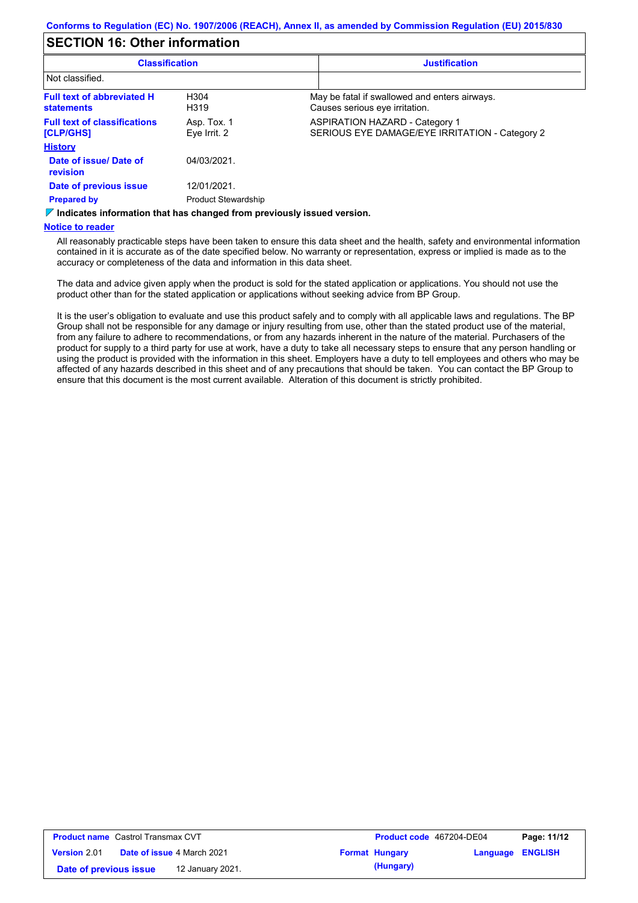Conforms to Regulation (EC) No. 1907/2006 (REACH), Annex II, as amended by Commission Regulation (EU) 2015/830

## SECTION 16: Other information

| Classification | Justification |
|---|---|
| Not classified. | |

| | | |
|---|---|---|
| **Full text of abbreviated H statements** | H304<br>H319 | May be fatal if swallowed and enters airways.<br>Causes serious eye irritation. |
| **Full text of classifications [CLP/GHS]** | Asp. Tox. 1<br>Eye Irrit. 2 | ASPIRATION HAZARD - Category 1<br>SERIOUS EYE DAMAGE/EYE IRRITATION - Category 2 |

**History**

| | |
|---|---|
| **Date of issue/ Date of revision** | 04/03/2021. |
| **Date of previous issue** | 12/01/2021. |
| **Prepared by** | Product Stewardship |

**Indicates information that has changed from previously issued version.**

**Notice to reader**

All reasonably practicable steps have been taken to ensure this data sheet and the health, safety and environmental information contained in it is accurate as of the date specified below. No warranty or representation, express or implied is made as to the accuracy or completeness of the data and information in this data sheet.

The data and advice given apply when the product is sold for the stated application or applications. You should not use the product other than for the stated application or applications without seeking advice from BP Group.

It is the user's obligation to evaluate and use this product safely and to comply with all applicable laws and regulations. The BP Group shall not be responsible for any damage or injury resulting from use, other than the stated product use of the material, from any failure to adhere to recommendations, or from any hazards inherent in the nature of the material. Purchasers of the product for supply to a third party for use at work, have a duty to take all necessary steps to ensure that any person handling or using the product is provided with the information in this sheet. Employers have a duty to tell employees and others who may be affected of any hazards described in this sheet and of any precautions that should be taken. You can contact the BP Group to ensure that this document is the most current available. Alteration of this document is strictly prohibited.

| | | | |
|---|---|---|---|
| **Product name** Castrol Transmax CVT | | **Product code** 467204-DE04 | |
| **Version** 2.01 | **Date of issue** 4 March 2021 | **Format** Hungary (Hungary) | **Language** ENGLISH |
| **Date of previous issue** | 12 January 2021. | | |